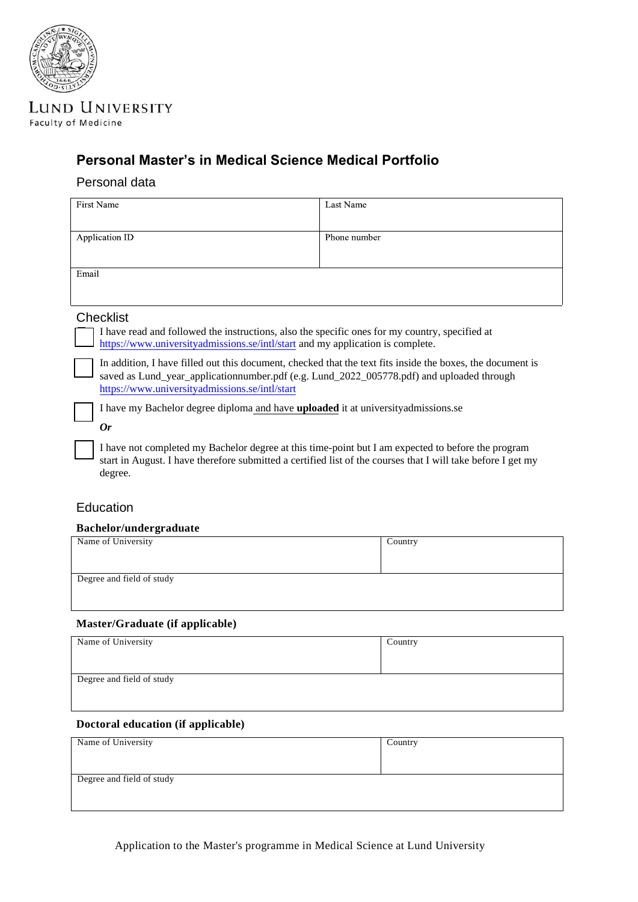LUND UNIVERSITY

Faculty of Medicine

# Personal Master's in Medical Science Medical Portfolio

## Personal data

| First Name | Last Name |
|---|---|
| | |
| Application ID | Phone number |
| | |
| Email | |
| | |

## Checklist

- [ ] I have read and followed the instructions, also the specific ones for my country, specified at https://www.universityadmissions.se/intl/start and my application is complete.
- [ ] In addition, I have filled out this document, checked that the text fits inside the boxes, the document is saved as Lund_year_applicationnumber.pdf (e.g. Lund_2022_005778.pdf) and uploaded through https://www.universityadmissions.se/intl/start
- [ ] I have my Bachelor degree diploma and have **uploaded** it at universityadmissions.se

***Or***

- [ ] I have not completed my Bachelor degree at this time-point but I am expected to before the program start in August. I have therefore submitted a certified list of the courses that I will take before I get my degree.

## Education

### Bachelor/undergraduate

| Name of University | Country |
|---|---|
| | |
| Degree and field of study | |
| | |

### Master/Graduate (if applicable)

| Name of University | Country |
|---|---|
| | |
| Degree and field of study | |
| | |

### Doctoral education (if applicable)

| Name of University | Country |
|---|---|
| | |
| Degree and field of study | |
| | |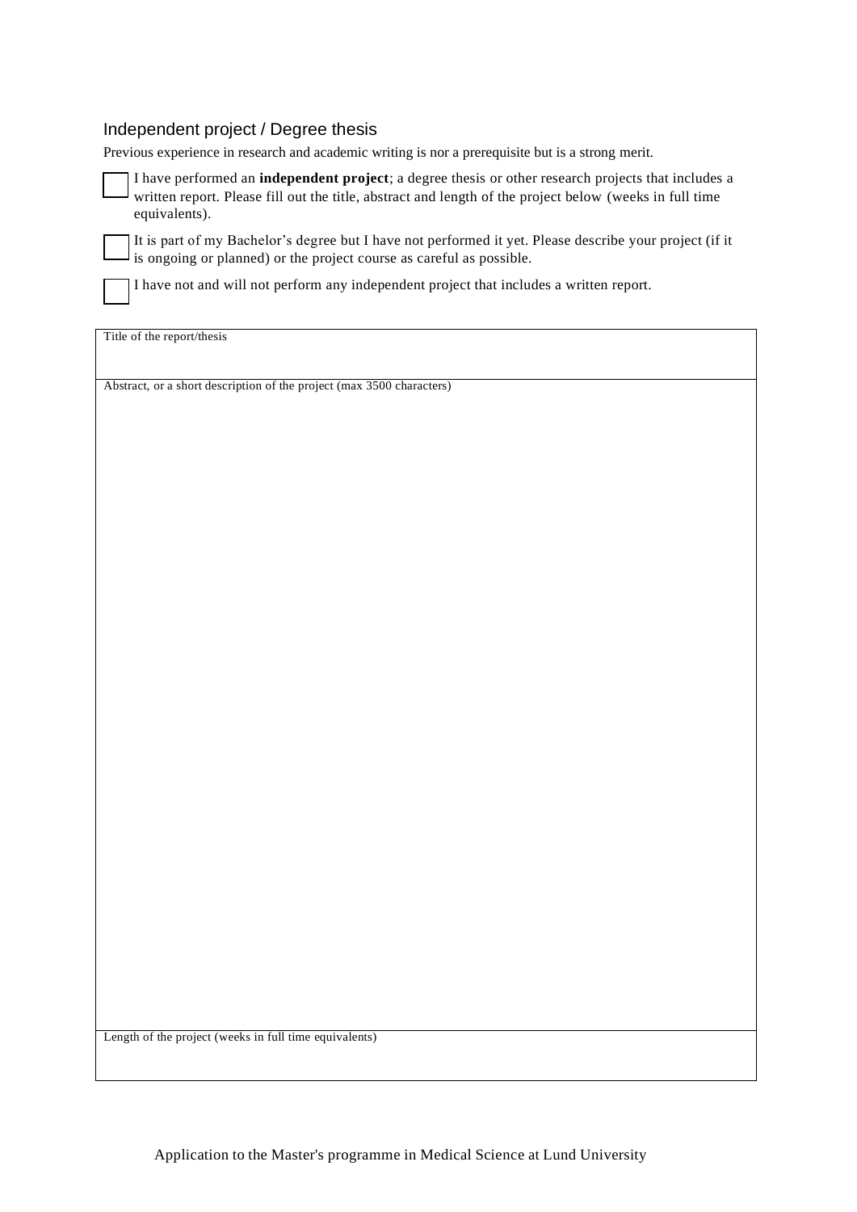## Independent project / Degree thesis

Previous experience in research and academic writing is nor a prerequisite but is a strong merit.

- [ ] I have performed an **independent project**; a degree thesis or other research projects that includes a written report. Please fill out the title, abstract and length of the project below (weeks in full time equivalents).
- [ ] It is part of my Bachelor's degree but I have not performed it yet. Please describe your project (if it is ongoing or planned) or the project course as careful as possible.
- [ ] I have not and will not perform any independent project that includes a written report.

| Title of the report/thesis |
| --- |
| Abstract, or a short description of the project (max 3500 characters) |
| Length of the project (weeks in full time equivalents) |

Application to the Master's programme in Medical Science at Lund University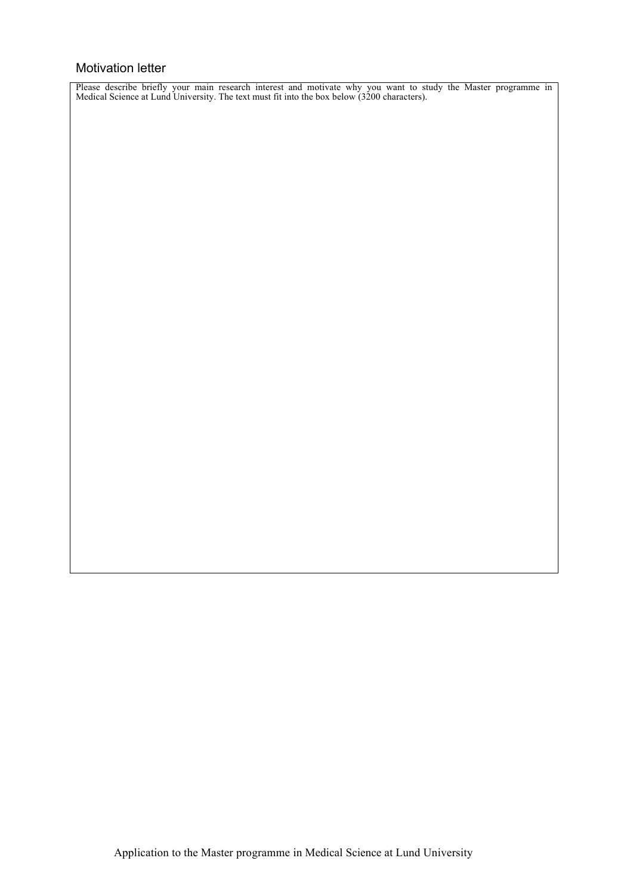## Motivation letter

Please describe briefly your main research interest and motivate why you want to study the Master programme in Medical Science at Lund University. The text must fit into the box below (3200 characters).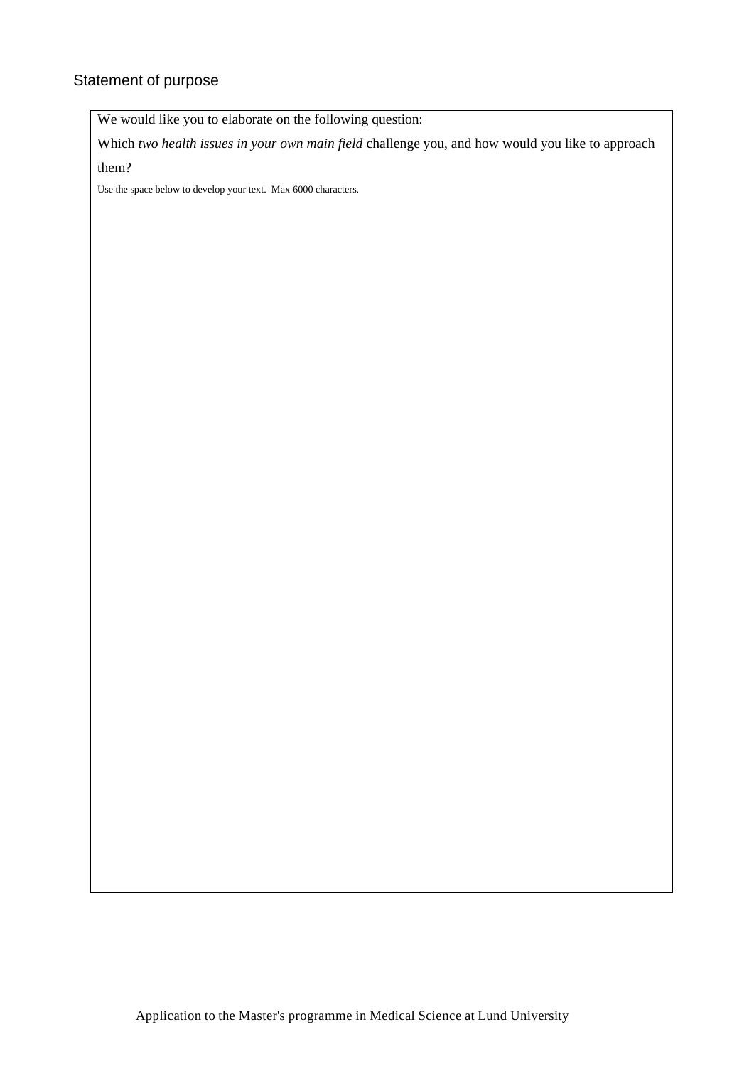## Statement of purpose

We would like you to elaborate on the following question:

Which *two health issues in your own main field* challenge you, and how would you like to approach them?

Use the space below to develop your text. Max 6000 characters.

Application to the Master's programme in Medical Science at Lund University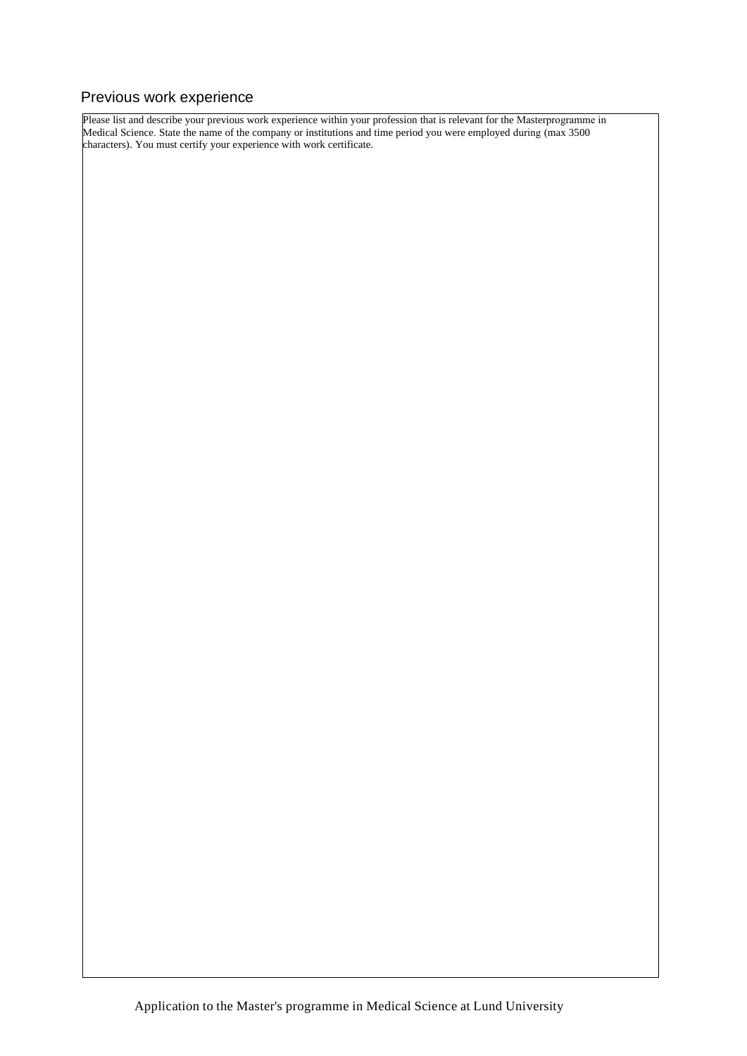## Previous work experience

Please list and describe your previous work experience within your profession that is relevant for the Masterprogramme in Medical Science. State the name of the company or institutions and time period you were employed during (max 3500 characters). You must certify your experience with work certificate.

Application to the Master's programme in Medical Science at Lund University